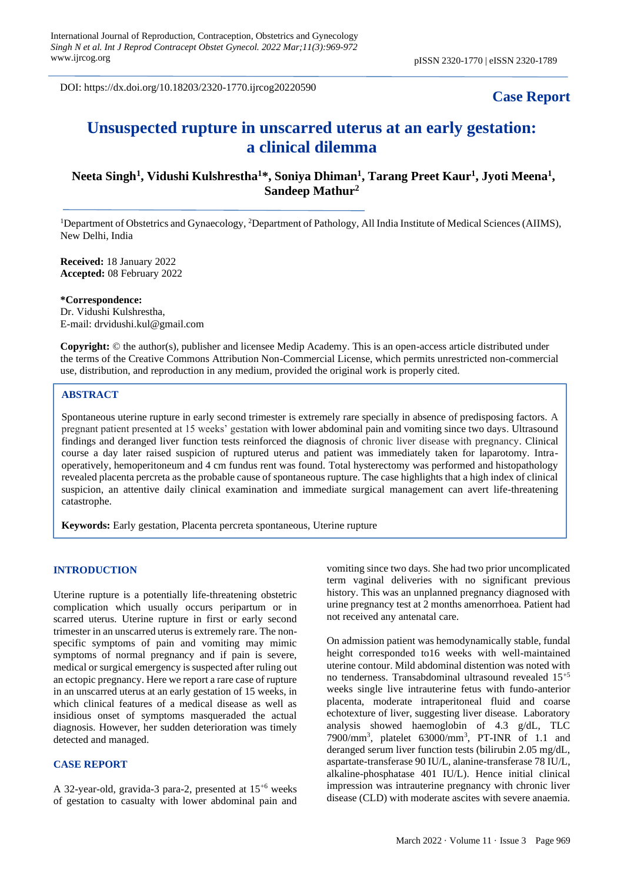DOI: https://dx.doi.org/10.18203/2320-1770.ijrcog20220590

**Case Report**

# Unsuspected rupture in unscarred uterus at an early gestation: a clinical dilemma

**Neeta Singh[1], Vidushi Kulshrestha[1]*, Soniya Dhiman[1], Tarang Preet Kaur[1], Jyoti Meena[1], Sandeep Mathur[2]**

[1]Department of Obstetrics and Gynaecology, [2]Department of Pathology, All India Institute of Medical Sciences (AIIMS), New Delhi, India

**Received:** 18 January 2022
**Accepted:** 08 February 2022

***Correspondence:**
Dr. Vidushi Kulshrestha,
E-mail: drvidushi.kul@gmail.com

**Copyright:** © the author(s), publisher and licensee Medip Academy. This is an open-access article distributed under the terms of the Creative Commons Attribution Non-Commercial License, which permits unrestricted non-commercial use, distribution, and reproduction in any medium, provided the original work is properly cited.

## ABSTRACT

Spontaneous uterine rupture in early second trimester is extremely rare specially in absence of predisposing factors. A pregnant patient presented at 15 weeks' gestation with lower abdominal pain and vomiting since two days. Ultrasound findings and deranged liver function tests reinforced the diagnosis of chronic liver disease with pregnancy. Clinical course a day later raised suspicion of ruptured uterus and patient was immediately taken for laparotomy. Intra-operatively, hemoperitoneum and 4 cm fundus rent was found. Total hysterectomy was performed and histopathology revealed placenta percreta as the probable cause of spontaneous rupture. The case highlights that a high index of clinical suspicion, an attentive daily clinical examination and immediate surgical management can avert life-threatening catastrophe.

**Keywords:** Early gestation, Placenta percreta spontaneous, Uterine rupture

## INTRODUCTION

Uterine rupture is a potentially life-threatening obstetric complication which usually occurs peripartum or in scarred uterus. Uterine rupture in first or early second trimester in an unscarred uterus is extremely rare. The non-specific symptoms of pain and vomiting may mimic symptoms of normal pregnancy and if pain is severe, medical or surgical emergency is suspected after ruling out an ectopic pregnancy. Here we report a rare case of rupture in an unscarred uterus at an early gestation of 15 weeks, in which clinical features of a medical disease as well as insidious onset of symptoms masqueraded the actual diagnosis. However, her sudden deterioration was timely detected and managed.

## CASE REPORT

A 32-year-old, gravida-3 para-2, presented at $15^{+6}$ weeks of gestation to casualty with lower abdominal pain and vomiting since two days. She had two prior uncomplicated term vaginal deliveries with no significant previous history. This was an unplanned pregnancy diagnosed with urine pregnancy test at 2 months amenorrhoea. Patient had not received any antenatal care.

On admission patient was hemodynamically stable, fundal height corresponded to16 weeks with well-maintained uterine contour. Mild abdominal distention was noted with no tenderness. Transabdominal ultrasound revealed $15^{+5}$ weeks single live intrauterine fetus with fundo-anterior placenta, moderate intraperitoneal fluid and coarse echotexture of liver, suggesting liver disease. Laboratory analysis showed haemoglobin of 4.3 g/dL, TLC 7900/mm$^3$, platelet 63000/mm$^3$, PT-INR of 1.1 and deranged serum liver function tests (bilirubin 2.05 mg/dL, aspartate-transferase 90 IU/L, alanine-transferase 78 IU/L, alkaline-phosphatase 401 IU/L). Hence initial clinical impression was intrauterine pregnancy with chronic liver disease (CLD) with moderate ascites with severe anaemia.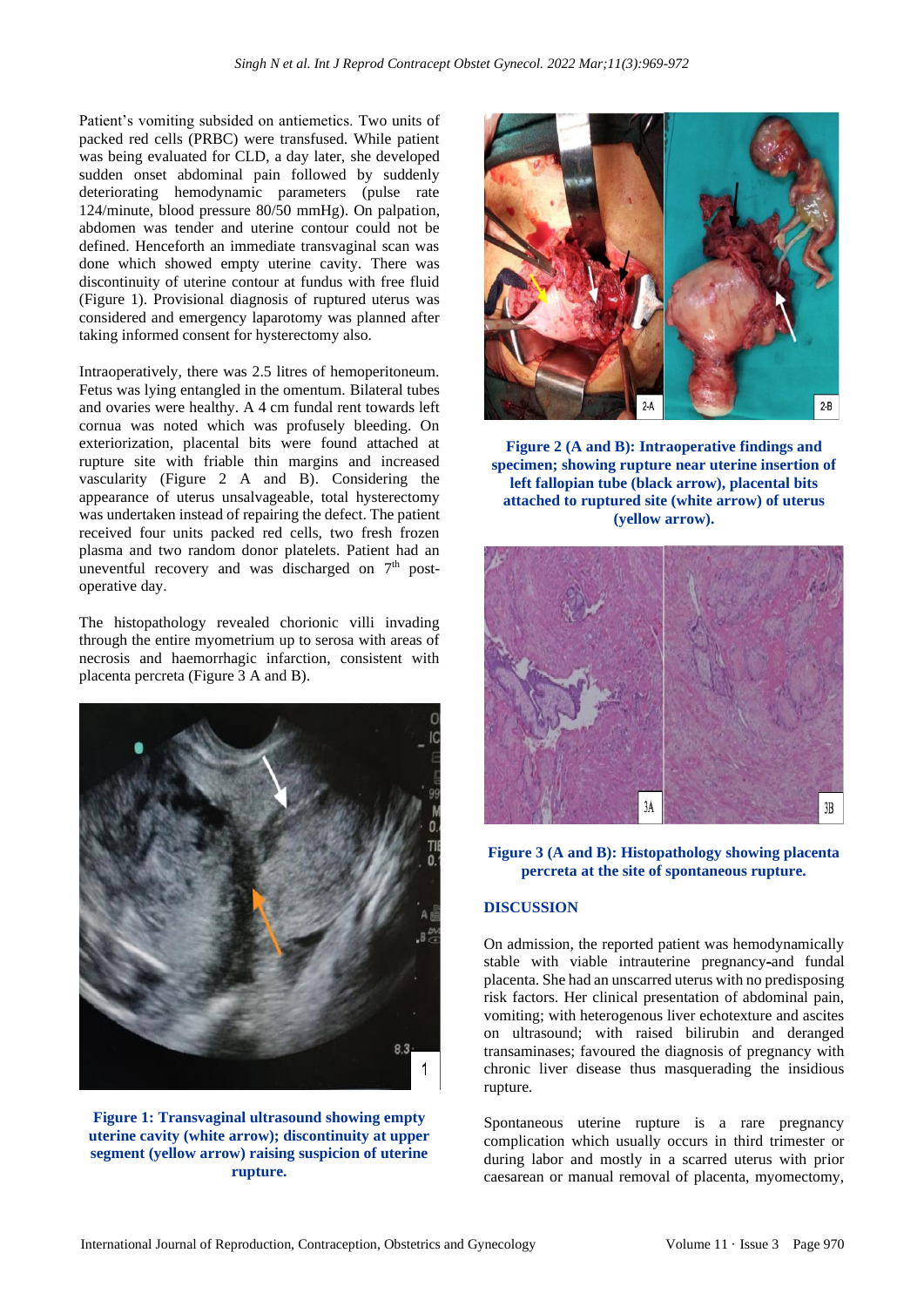Patient's vomiting subsided on antiemetics. Two units of packed red cells (PRBC) were transfused. While patient was being evaluated for CLD, a day later, she developed sudden onset abdominal pain followed by suddenly deteriorating hemodynamic parameters (pulse rate 124/minute, blood pressure 80/50 mmHg). On palpation, abdomen was tender and uterine contour could not be defined. Henceforth an immediate transvaginal scan was done which showed empty uterine cavity. There was discontinuity of uterine contour at fundus with free fluid (Figure 1). Provisional diagnosis of ruptured uterus was considered and emergency laparotomy was planned after taking informed consent for hysterectomy also.

Intraoperatively, there was 2.5 litres of hemoperitoneum. Fetus was lying entangled in the omentum. Bilateral tubes and ovaries were healthy. A 4 cm fundal rent towards left cornua was noted which was profusely bleeding. On exteriorization, placental bits were found attached at rupture site with friable thin margins and increased vascularity (Figure 2 A and B). Considering the appearance of uterus unsalvageable, total hysterectomy was undertaken instead of repairing the defect. The patient received four units packed red cells, two fresh frozen plasma and two random donor platelets. Patient had an uneventful recovery and was discharged on 7th post-operative day.

The histopathology revealed chorionic villi invading through the entire myometrium up to serosa with areas of necrosis and haemorrhagic infarction, consistent with placenta percreta (Figure 3 A and B).

**Figure 1: Transvaginal ultrasound showing empty uterine cavity (white arrow); discontinuity at upper segment (yellow arrow) raising suspicion of uterine rupture.**

**Figure 2 (A and B): Intraoperative findings and specimen; showing rupture near uterine insertion of left fallopian tube (black arrow), placental bits attached to ruptured site (white arrow) of uterus (yellow arrow).**

**Figure 3 (A and B): Histopathology showing placenta percreta at the site of spontaneous rupture.**

## DISCUSSION

On admission, the reported patient was hemodynamically stable with viable intrauterine pregnancy-and fundal placenta. She had an unscarred uterus with no predisposing risk factors. Her clinical presentation of abdominal pain, vomiting; with heterogenous liver echotexture and ascites on ultrasound; with raised bilirubin and deranged transaminases; favoured the diagnosis of pregnancy with chronic liver disease thus masquerading the insidious rupture.

Spontaneous uterine rupture is a rare pregnancy complication which usually occurs in third trimester or during labor and mostly in a scarred uterus with prior caesarean or manual removal of placenta, myomectomy,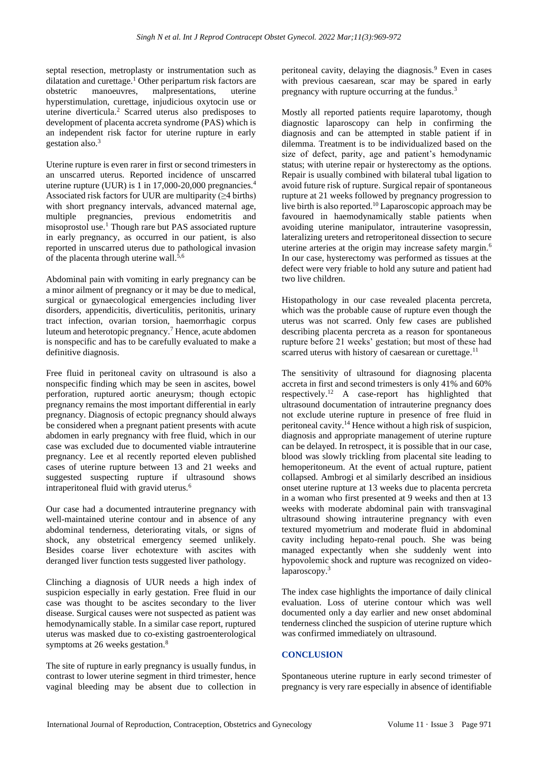septal resection, metroplasty or instrumentation such as dilatation and curettage.[1] Other peripartum risk factors are obstetric manoeuvres, malpresentations, uterine hyperstimulation, curettage, injudicious oxytocin use or uterine diverticula.[2] Scarred uterus also predisposes to development of placenta accreta syndrome (PAS) which is an independent risk factor for uterine rupture in early gestation also.[3]

Uterine rupture is even rarer in first or second trimesters in an unscarred uterus. Reported incidence of unscarred uterine rupture (UUR) is 1 in 17,000-20,000 pregnancies.[4] Associated risk factors for UUR are multiparity (≥4 births) with short pregnancy intervals, advanced maternal age, multiple pregnancies, previous endometritis and misoprostol use.[1] Though rare but PAS associated rupture in early pregnancy, as occurred in our patient, is also reported in unscarred uterus due to pathological invasion of the placenta through uterine wall.[5,6]

Abdominal pain with vomiting in early pregnancy can be a minor ailment of pregnancy or it may be due to medical, surgical or gynaecological emergencies including liver disorders, appendicitis, diverticulitis, peritonitis, urinary tract infection, ovarian torsion, haemorrhagic corpus luteum and heterotopic pregnancy.[7] Hence, acute abdomen is nonspecific and has to be carefully evaluated to make a definitive diagnosis.

Free fluid in peritoneal cavity on ultrasound is also a nonspecific finding which may be seen in ascites, bowel perforation, ruptured aortic aneurysm; though ectopic pregnancy remains the most important differential in early pregnancy. Diagnosis of ectopic pregnancy should always be considered when a pregnant patient presents with acute abdomen in early pregnancy with free fluid, which in our case was excluded due to documented viable intrauterine pregnancy. Lee et al recently reported eleven published cases of uterine rupture between 13 and 21 weeks and suggested suspecting rupture if ultrasound shows intraperitoneal fluid with gravid uterus.[6]

Our case had a documented intrauterine pregnancy with well-maintained uterine contour and in absence of any abdominal tenderness, deteriorating vitals, or signs of shock, any obstetrical emergency seemed unlikely. Besides coarse liver echotexture with ascites with deranged liver function tests suggested liver pathology.

Clinching a diagnosis of UUR needs a high index of suspicion especially in early gestation. Free fluid in our case was thought to be ascites secondary to the liver disease. Surgical causes were not suspected as patient was hemodynamically stable. In a similar case report, ruptured uterus was masked due to co-existing gastroenterological symptoms at 26 weeks gestation.[8]

The site of rupture in early pregnancy is usually fundus, in contrast to lower uterine segment in third trimester, hence vaginal bleeding may be absent due to collection in peritoneal cavity, delaying the diagnosis.[9] Even in cases with previous caesarean, scar may be spared in early pregnancy with rupture occurring at the fundus.[3]

Mostly all reported patients require laparotomy, though diagnostic laparoscopy can help in confirming the diagnosis and can be attempted in stable patient if in dilemma. Treatment is to be individualized based on the size of defect, parity, age and patient's hemodynamic status; with uterine repair or hysterectomy as the options. Repair is usually combined with bilateral tubal ligation to avoid future risk of rupture. Surgical repair of spontaneous rupture at 21 weeks followed by pregnancy progression to live birth is also reported.[10] Laparoscopic approach may be favoured in haemodynamically stable patients when avoiding uterine manipulator, intrauterine vasopressin, lateralizing ureters and retroperitoneal dissection to secure uterine arteries at the origin may increase safety margin.[6] In our case, hysterectomy was performed as tissues at the defect were very friable to hold any suture and patient had two live children.

Histopathology in our case revealed placenta percreta, which was the probable cause of rupture even though the uterus was not scarred. Only few cases are published describing placenta percreta as a reason for spontaneous rupture before 21 weeks' gestation; but most of these had scarred uterus with history of caesarean or curettage.[11]

The sensitivity of ultrasound for diagnosing placenta accreta in first and second trimesters is only 41% and 60% respectively.[12] A case-report has highlighted that ultrasound documentation of intrauterine pregnancy does not exclude uterine rupture in presence of free fluid in peritoneal cavity.[14] Hence without a high risk of suspicion, diagnosis and appropriate management of uterine rupture can be delayed. In retrospect, it is possible that in our case, blood was slowly trickling from placental site leading to hemoperitoneum. At the event of actual rupture, patient collapsed. Ambrogi et al similarly described an insidious onset uterine rupture at 13 weeks due to placenta percreta in a woman who first presented at 9 weeks and then at 13 weeks with moderate abdominal pain with transvaginal ultrasound showing intrauterine pregnancy with even textured myometrium and moderate fluid in abdominal cavity including hepato-renal pouch. She was being managed expectantly when she suddenly went into hypovolemic shock and rupture was recognized on video-laparoscopy.[3]

The index case highlights the importance of daily clinical evaluation. Loss of uterine contour which was well documented only a day earlier and new onset abdominal tenderness clinched the suspicion of uterine rupture which was confirmed immediately on ultrasound.

## CONCLUSION

Spontaneous uterine rupture in early second trimester of pregnancy is very rare especially in absence of identifiable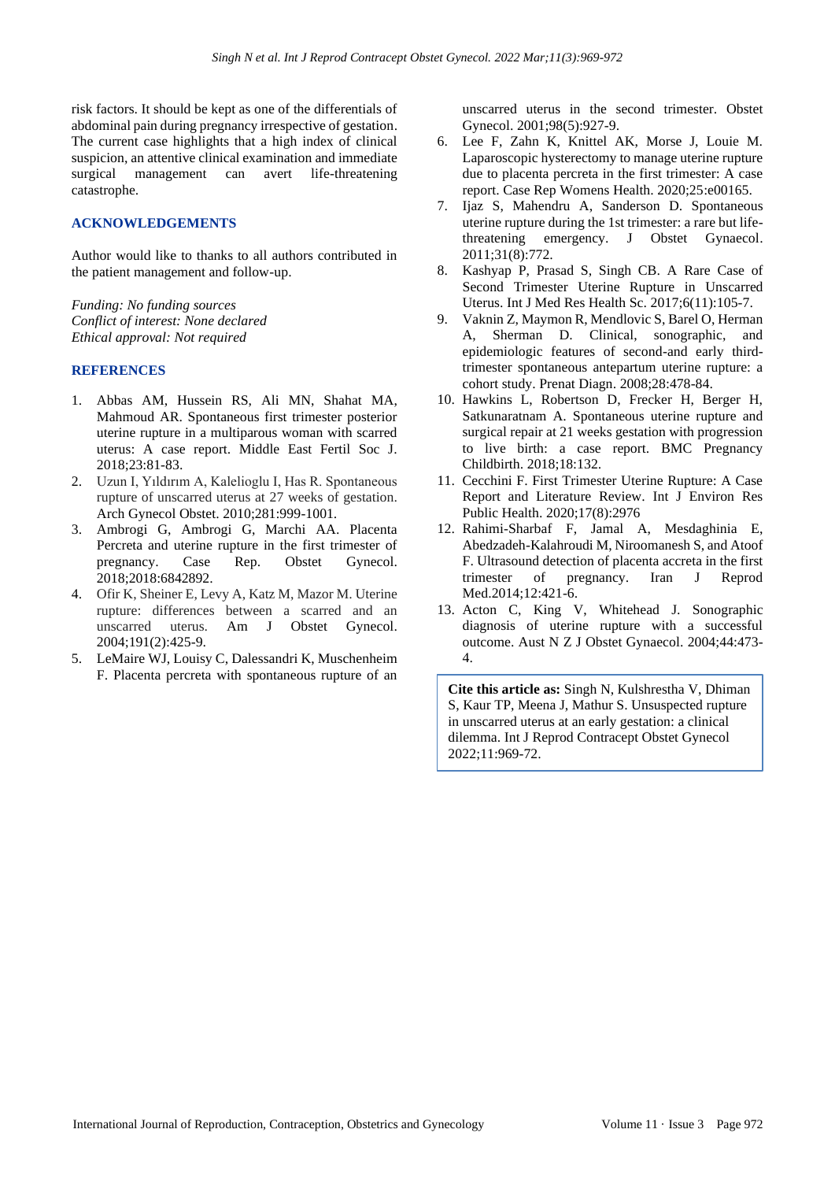risk factors. It should be kept as one of the differentials of abdominal pain during pregnancy irrespective of gestation. The current case highlights that a high index of clinical suspicion, an attentive clinical examination and immediate surgical management can avert life-threatening catastrophe.

## ACKNOWLEDGEMENTS

Author would like to thanks to all authors contributed in the patient management and follow-up.

*Funding: No funding sources*
*Conflict of interest: None declared*
*Ethical approval: Not required*

## REFERENCES

1. Abbas AM, Hussein RS, Ali MN, Shahat MA, Mahmoud AR. Spontaneous first trimester posterior uterine rupture in a multiparous woman with scarred uterus: A case report. Middle East Fertil Soc J. 2018;23:81-83.
2. Uzun I, Yıldırım A, Kalelioglu I, Has R. Spontaneous rupture of unscarred uterus at 27 weeks of gestation. Arch Gynecol Obstet. 2010;281:999-1001.
3. Ambrogi G, Ambrogi G, Marchi AA. Placenta Percreta and uterine rupture in the first trimester of pregnancy. Case Rep. Obstet Gynecol. 2018;2018:6842892.
4. Ofir K, Sheiner E, Levy A, Katz M, Mazor M. Uterine rupture: differences between a scarred and an unscarred uterus. Am J Obstet Gynecol. 2004;191(2):425-9.
5. LeMaire WJ, Louisy C, Dalessandri K, Muschenheim F. Placenta percreta with spontaneous rupture of an unscarred uterus in the second trimester. Obstet Gynecol. 2001;98(5):927-9.
6. Lee F, Zahn K, Knittel AK, Morse J, Louie M. Laparoscopic hysterectomy to manage uterine rupture due to placenta percreta in the first trimester: A case report. Case Rep Womens Health. 2020;25:e00165.
7. Ijaz S, Mahendru A, Sanderson D. Spontaneous uterine rupture during the 1st trimester: a rare but life-threatening emergency. J Obstet Gynaecol. 2011;31(8):772.
8. Kashyap P, Prasad S, Singh CB. A Rare Case of Second Trimester Uterine Rupture in Unscarred Uterus. Int J Med Res Health Sc. 2017;6(11):105-7.
9. Vaknin Z, Maymon R, Mendlovic S, Barel O, Herman A, Sherman D. Clinical, sonographic, and epidemiologic features of second-and early third-trimester spontaneous antepartum uterine rupture: a cohort study. Prenat Diagn. 2008;28:478-84.
10. Hawkins L, Robertson D, Frecker H, Berger H, Satkunaratnam A. Spontaneous uterine rupture and surgical repair at 21 weeks gestation with progression to live birth: a case report. BMC Pregnancy Childbirth. 2018;18:132.
11. Cecchini F. First Trimester Uterine Rupture: A Case Report and Literature Review. Int J Environ Res Public Health. 2020;17(8):2976
12. Rahimi-Sharbaf F, Jamal A, Mesdaghinia E, Abedzadeh-Kalahroudi M, Niroomanesh S, and Atoof F. Ultrasound detection of placenta accreta in the first trimester of pregnancy. Iran J Reprod Med.2014;12:421-6.
13. Acton C, King V, Whitehead J. Sonographic diagnosis of uterine rupture with a successful outcome. Aust N Z J Obstet Gynaecol. 2004;44:473-4.

**Cite this article as:** Singh N, Kulshrestha V, Dhiman S, Kaur TP, Meena J, Mathur S. Unsuspected rupture in unscarred uterus at an early gestation: a clinical dilemma. Int J Reprod Contracept Obstet Gynecol 2022;11:969-72.